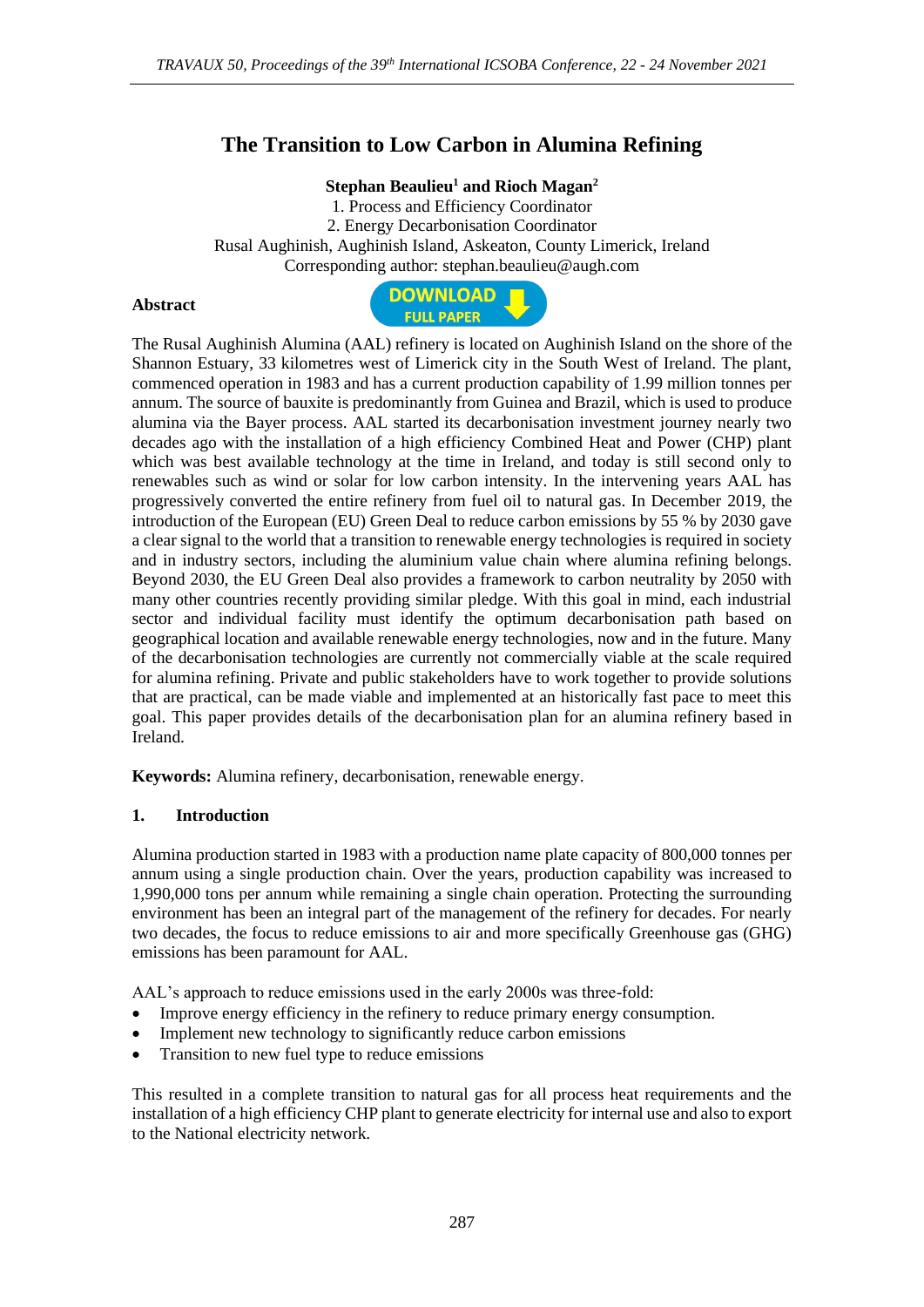# The Transition to Low Carbon in Alumina Refining

**Stephan Beaulieu[1] and Rioch Magan[2]**

1. Process and Efficiency Coordinator
2. Energy Decarbonisation Coordinator

Rusal Aughinish, Aughinish Island, Askeaton, County Limerick, Ireland

Corresponding author: stephan.beaulieu@augh.com

## Abstract

The Rusal Aughinish Alumina (AAL) refinery is located on Aughinish Island on the shore of the Shannon Estuary, 33 kilometres west of Limerick city in the South West of Ireland. The plant, commenced operation in 1983 and has a current production capability of 1.99 million tonnes per annum. The source of bauxite is predominantly from Guinea and Brazil, which is used to produce alumina via the Bayer process. AAL started its decarbonisation investment journey nearly two decades ago with the installation of a high efficiency Combined Heat and Power (CHP) plant which was best available technology at the time in Ireland, and today is still second only to renewables such as wind or solar for low carbon intensity. In the intervening years AAL has progressively converted the entire refinery from fuel oil to natural gas. In December 2019, the introduction of the European (EU) Green Deal to reduce carbon emissions by 55 % by 2030 gave a clear signal to the world that a transition to renewable energy technologies is required in society and in industry sectors, including the aluminium value chain where alumina refining belongs. Beyond 2030, the EU Green Deal also provides a framework to carbon neutrality by 2050 with many other countries recently providing similar pledge. With this goal in mind, each industrial sector and individual facility must identify the optimum decarbonisation path based on geographical location and available renewable energy technologies, now and in the future. Many of the decarbonisation technologies are currently not commercially viable at the scale required for alumina refining. Private and public stakeholders have to work together to provide solutions that are practical, can be made viable and implemented at an historically fast pace to meet this goal. This paper provides details of the decarbonisation plan for an alumina refinery based in Ireland.

**Keywords:** Alumina refinery, decarbonisation, renewable energy.

## 1. Introduction

Alumina production started in 1983 with a production name plate capacity of 800,000 tonnes per annum using a single production chain. Over the years, production capability was increased to 1,990,000 tons per annum while remaining a single chain operation. Protecting the surrounding environment has been an integral part of the management of the refinery for decades. For nearly two decades, the focus to reduce emissions to air and more specifically Greenhouse gas (GHG) emissions has been paramount for AAL.

AAL's approach to reduce emissions used in the early 2000s was three-fold:

- Improve energy efficiency in the refinery to reduce primary energy consumption.
- Implement new technology to significantly reduce carbon emissions
- Transition to new fuel type to reduce emissions

This resulted in a complete transition to natural gas for all process heat requirements and the installation of a high efficiency CHP plant to generate electricity for internal use and also to export to the National electricity network.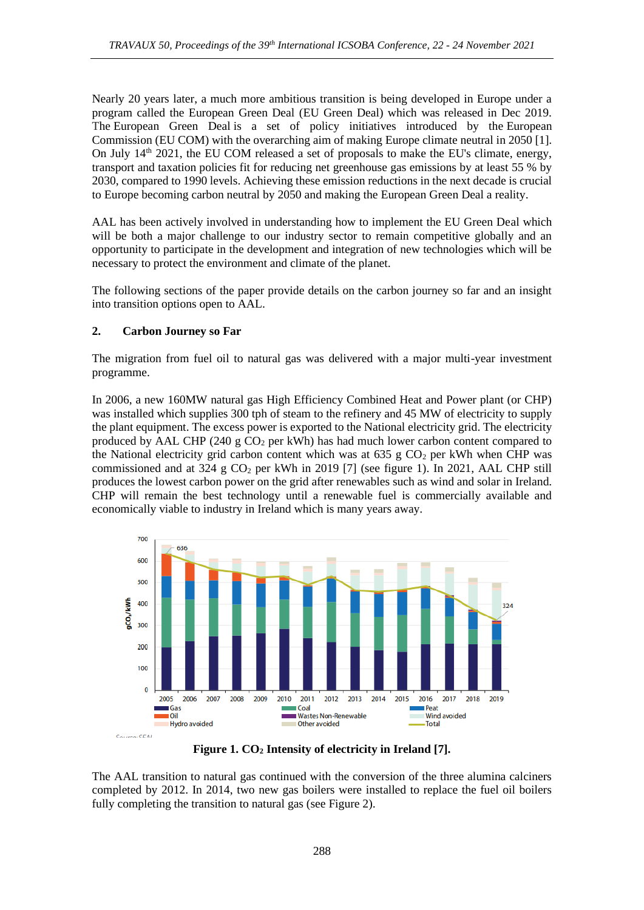Nearly 20 years later, a much more ambitious transition is being developed in Europe under a program called the European Green Deal (EU Green Deal) which was released in Dec 2019. The European Green Deal is a set of policy initiatives introduced by the European Commission (EU COM) with the overarching aim of making Europe climate neutral in 2050 [1]. On July 14th 2021, the EU COM released a set of proposals to make the EU's climate, energy, transport and taxation policies fit for reducing net greenhouse gas emissions by at least 55 % by 2030, compared to 1990 levels. Achieving these emission reductions in the next decade is crucial to Europe becoming carbon neutral by 2050 and making the European Green Deal a reality.

AAL has been actively involved in understanding how to implement the EU Green Deal which will be both a major challenge to our industry sector to remain competitive globally and an opportunity to participate in the development and integration of new technologies which will be necessary to protect the environment and climate of the planet.

The following sections of the paper provide details on the carbon journey so far and an insight into transition options open to AAL.

## 2. Carbon Journey so Far

The migration from fuel oil to natural gas was delivered with a major multi-year investment programme.

In 2006, a new 160MW natural gas High Efficiency Combined Heat and Power plant (or CHP) was installed which supplies 300 tph of steam to the refinery and 45 MW of electricity to supply the plant equipment. The excess power is exported to the National electricity grid. The electricity produced by AAL CHP (240 g $CO_2$ per kWh) has had much lower carbon content compared to the National electricity grid carbon content which was at 635 g $CO_2$ per kWh when CHP was commissioned and at 324 g $CO_2$ per kWh in 2019 [7] (see figure 1). In 2021, AAL CHP still produces the lowest carbon power on the grid after renewables such as wind and solar in Ireland. CHP will remain the best technology until a renewable fuel is commercially available and economically viable to industry in Ireland which is many years away.

**Figure 1. $CO_2$ Intensity of electricity in Ireland [7].**

The AAL transition to natural gas continued with the conversion of the three alumina calciners completed by 2012. In 2014, two new gas boilers were installed to replace the fuel oil boilers fully completing the transition to natural gas (see Figure 2).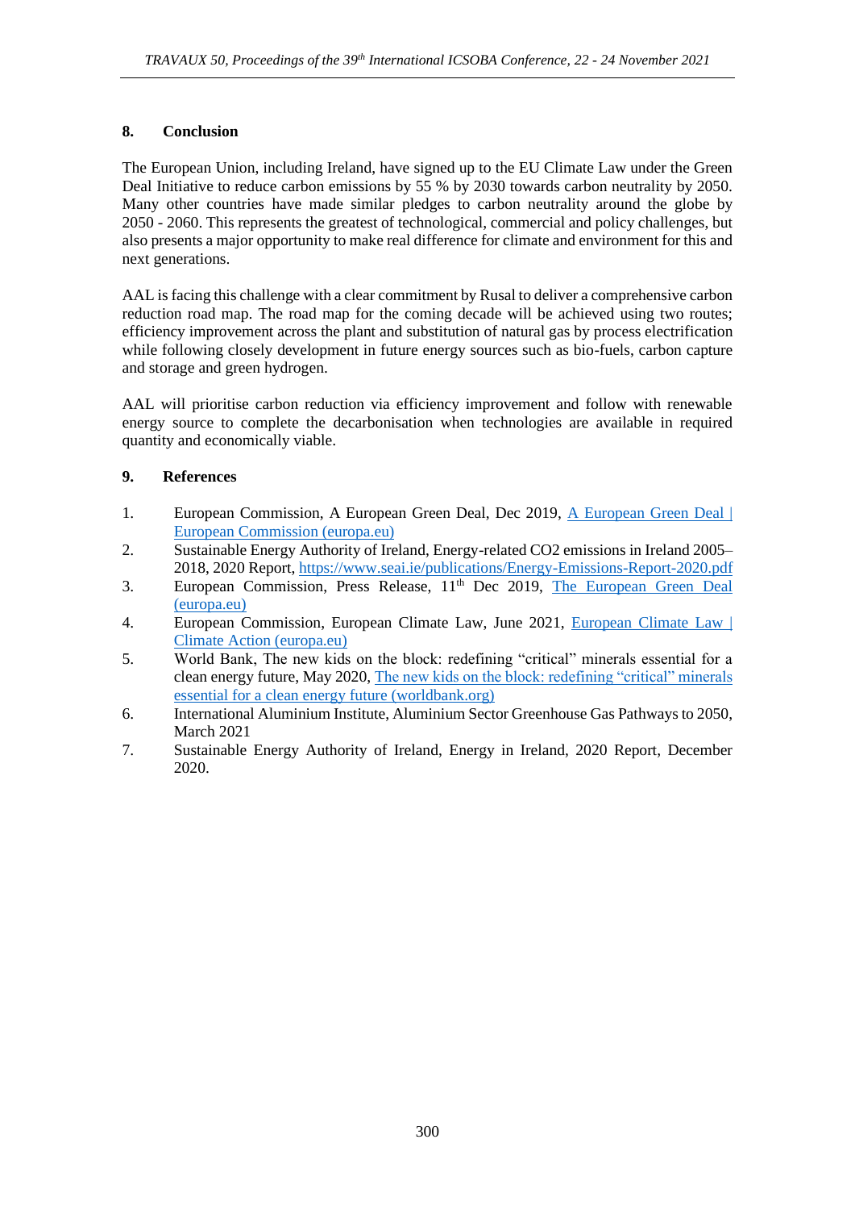## 8. Conclusion

The European Union, including Ireland, have signed up to the EU Climate Law under the Green Deal Initiative to reduce carbon emissions by 55 % by 2030 towards carbon neutrality by 2050. Many other countries have made similar pledges to carbon neutrality around the globe by 2050 - 2060. This represents the greatest of technological, commercial and policy challenges, but also presents a major opportunity to make real difference for climate and environment for this and next generations.

AAL is facing this challenge with a clear commitment by Rusal to deliver a comprehensive carbon reduction road map. The road map for the coming decade will be achieved using two routes; efficiency improvement across the plant and substitution of natural gas by process electrification while following closely development in future energy sources such as bio-fuels, carbon capture and storage and green hydrogen.

AAL will prioritise carbon reduction via efficiency improvement and follow with renewable energy source to complete the decarbonisation when technologies are available in required quantity and economically viable.

## 9. References

1. European Commission, A European Green Deal, Dec 2019, A European Green Deal | European Commission (europa.eu)
2. Sustainable Energy Authority of Ireland, Energy-related CO2 emissions in Ireland 2005–2018, 2020 Report, https://www.seai.ie/publications/Energy-Emissions-Report-2020.pdf
3. European Commission, Press Release, 11th Dec 2019, The European Green Deal (europa.eu)
4. European Commission, European Climate Law, June 2021, European Climate Law | Climate Action (europa.eu)
5. World Bank, The new kids on the block: redefining "critical" minerals essential for a clean energy future, May 2020, The new kids on the block: redefining "critical" minerals essential for a clean energy future (worldbank.org)
6. International Aluminium Institute, Aluminium Sector Greenhouse Gas Pathways to 2050, March 2021
7. Sustainable Energy Authority of Ireland, Energy in Ireland, 2020 Report, December 2020.